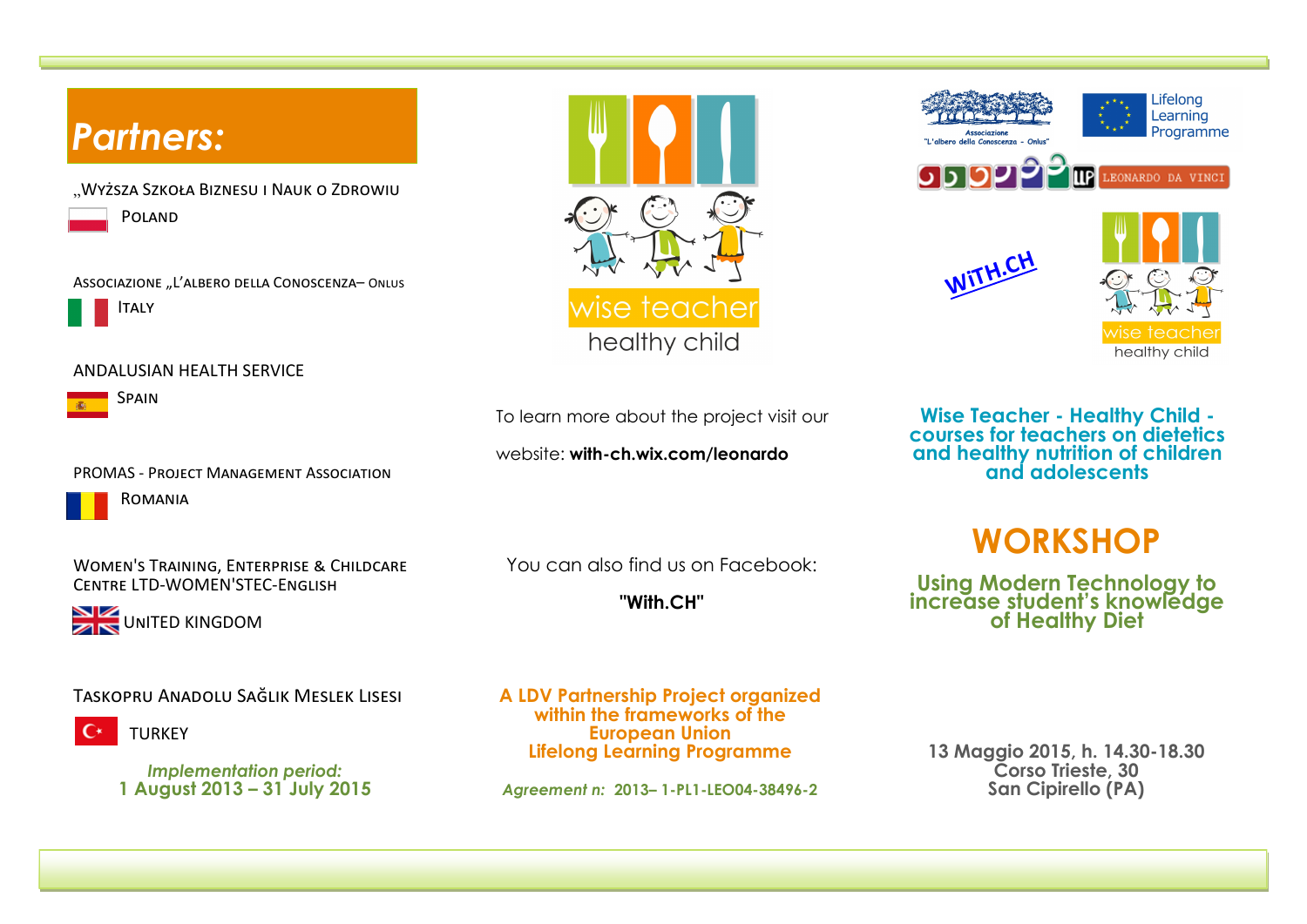## Partners:

„Wyższa Szkoła Biznesu i Nauk o Zdrowiu
Poland

Associazione „L'albero della Conoscenza– Onlus
Italy

ANDALUSIAN HEALTH SERVICE
Spain

PROMAS - Project Management Association
Romania

Women's Training, Enterprise & Childcare Centre LTD-WOMEN'STEC-English
United Kingdom

Taskopru Anadolu Sağlik Meslek Lisesi
Turkey

*Implementation period:*
**1 August 2013 – 31 July 2015**

wise teacher
healthy child

To learn more about the project visit our website: **with-ch.wix.com/leonardo**

You can also find us on Facebook:

**"With.CH"**

**A LDV Partnership Project organized within the frameworks of the European Union Lifelong Learning Programme**

*Agreement n:* **2013– 1-PL1-LEO04-38496-2**

Associazione "L'albero della Conoscenza - Onlus"

Lifelong Learning Programme

LLP LEONARDO DA VINCI

WiTH.CH

wise teacher
healthy child

**Wise Teacher - Healthy Child - courses for teachers on dietetics and healthy nutrition of children and adolescents**

# WORKSHOP

**Using Modern Technology to increase student's knowledge of Healthy Diet**

**13 Maggio 2015, h. 14.30-18.30**
**Corso Trieste, 30**
**San Cipirello (PA)**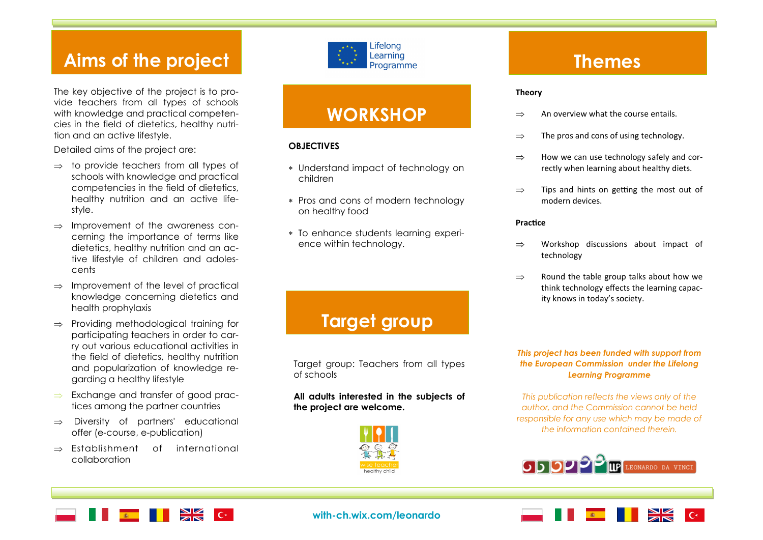# Aims of the project

The key objective of the project is to provide teachers from all types of schools with knowledge and practical competencies in the field of dietetics, healthy nutrition and an active lifestyle.

Detailed aims of the project are:

- ⇒ to provide teachers from all types of schools with knowledge and practical competencies in the field of dietetics, healthy nutrition and an active lifestyle.
- ⇒ Improvement of the awareness concerning the importance of terms like dietetics, healthy nutrition and an active lifestyle of children and adolescents
- ⇒ Improvement of the level of practical knowledge concerning dietetics and health prophylaxis
- ⇒ Providing methodological training for participating teachers in order to carry out various educational activities in the field of dietetics, healthy nutrition and popularization of knowledge regarding a healthy lifestyle
- ⇒ Exchange and transfer of good practices among the partner countries
- ⇒ Diversity of partners' educational offer (e-course, e-publication)
- ⇒ Establishment of international collaboration

Lifelong Learning Programme

# WORKSHOP

**OBJECTIVES**

- Understand impact of technology on children
- Pros and cons of modern technology on healthy food
- To enhance students learning experience within technology.

# Target group

Target group: Teachers from all types of schools

**All adults interested in the subjects of the project are welcome.**

wise teacher healthy child

# Themes

**Theory**

- ⇒ An overview what the course entails.
- ⇒ The pros and cons of using technology.
- ⇒ How we can use technology safely and correctly when learning about healthy diets.
- ⇒ Tips and hints on getting the most out of modern devices.

**Practice**

- ⇒ Workshop discussions about impact of technology
- ⇒ Round the table group talks about how we think technology effects the learning capacity knows in today's society.

***This project has been funded with support from the European Commission under the Lifelong Learning Programme***

*This publication reflects the views only of the author, and the Commission cannot be held responsible for any use which may be made of the information contained therein.*

LLP LEONARDO DA VINCI

with-ch.wix.com/leonardo